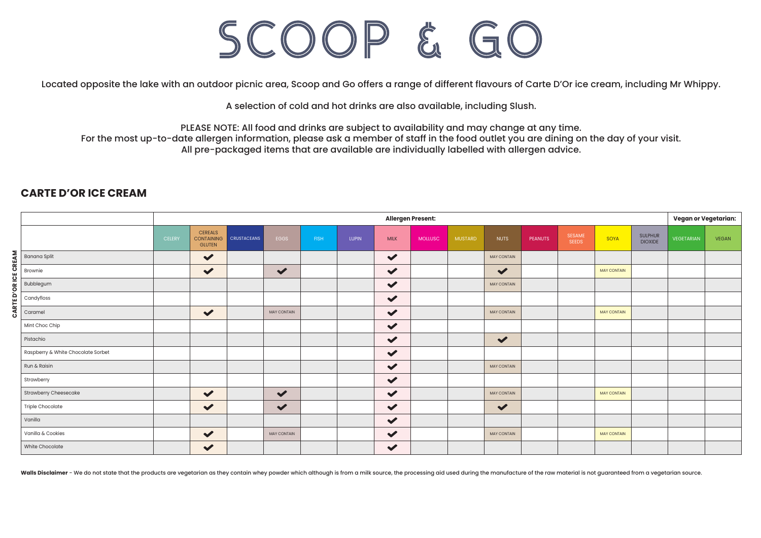# SCOOP & GO

Located opposite the lake with an outdoor picnic area, Scoop and Go offers a range of different flavours of Carte D'Or ice cream, including Mr Whippy.

A selection of cold and hot drinks are also available, including Slush.

PLEASE NOTE: All food and drinks are subject to availability and may change at any time.
For the most up-to-date allergen information, please ask a member of staff in the food outlet you are dining on the day of your visit.
All pre-packaged items that are available are individually labelled with allergen advice.

## CARTE D'OR ICE CREAM

| CARTE D'OR ICE CREAM | Allergen Present: | | | | | | | | | | | | | | Vegan or Vegetarian: | |
|---|---|---|---|---|---|---|---|---|---|---|---|---|---|---|---|---|
| | CELERY | CEREALS CONTAINING GLUTEN | CRUSTACEANS | EGGS | FISH | LUPIN | MILK | MOLLUSC | MUSTARD | NUTS | PEANUTS | SESAME SEEDS | SOYA | SULPHUR DIOXIDE | VEGETARIAN | VEGAN |
| Banana Split | | ✔ | | | | | ✔ | | | MAY CONTAIN | | | | | | |
| Brownie | | ✔ | | ✔ | | | ✔ | | | ✔ | | | MAY CONTAIN | | | |
| Bubblegum | | | | | | | ✔ | | | MAY CONTAIN | | | | | | |
| Candyfloss | | | | | | | ✔ | | | | | | | | | |
| Caramel | | ✔ | | MAY CONTAIN | | | ✔ | | | MAY CONTAIN | | | MAY CONTAIN | | | |
| Mint Choc Chip | | | | | | | ✔ | | | | | | | | | |
| Pistachio | | | | | | | ✔ | | | ✔ | | | | | | |
| Raspberry & White Chocolate Sorbet | | | | | | | ✔ | | | | | | | | | |
| Run & Raisin | | | | | | | ✔ | | | MAY CONTAIN | | | | | | |
| Strawberry | | | | | | | ✔ | | | | | | | | | |
| Strawberry Cheesecake | | ✔ | | ✔ | | | ✔ | | | MAY CONTAIN | | | MAY CONTAIN | | | |
| Triple Chocolate | | ✔ | | ✔ | | | ✔ | | | ✔ | | | | | | |
| Vanilla | | | | | | | ✔ | | | | | | | | | |
| Vanilla & Cookies | | ✔ | | MAY CONTAIN | | | ✔ | | | MAY CONTAIN | | | MAY CONTAIN | | | |
| White Chocolate | | ✔ | | | | | ✔ | | | | | | | | | |

**Walls Disclaimer** - We do not state that the products are vegetarian as they contain whey powder which although is from a milk source, the processing aid used during the manufacture of the raw material is not guaranteed from a vegetarian source.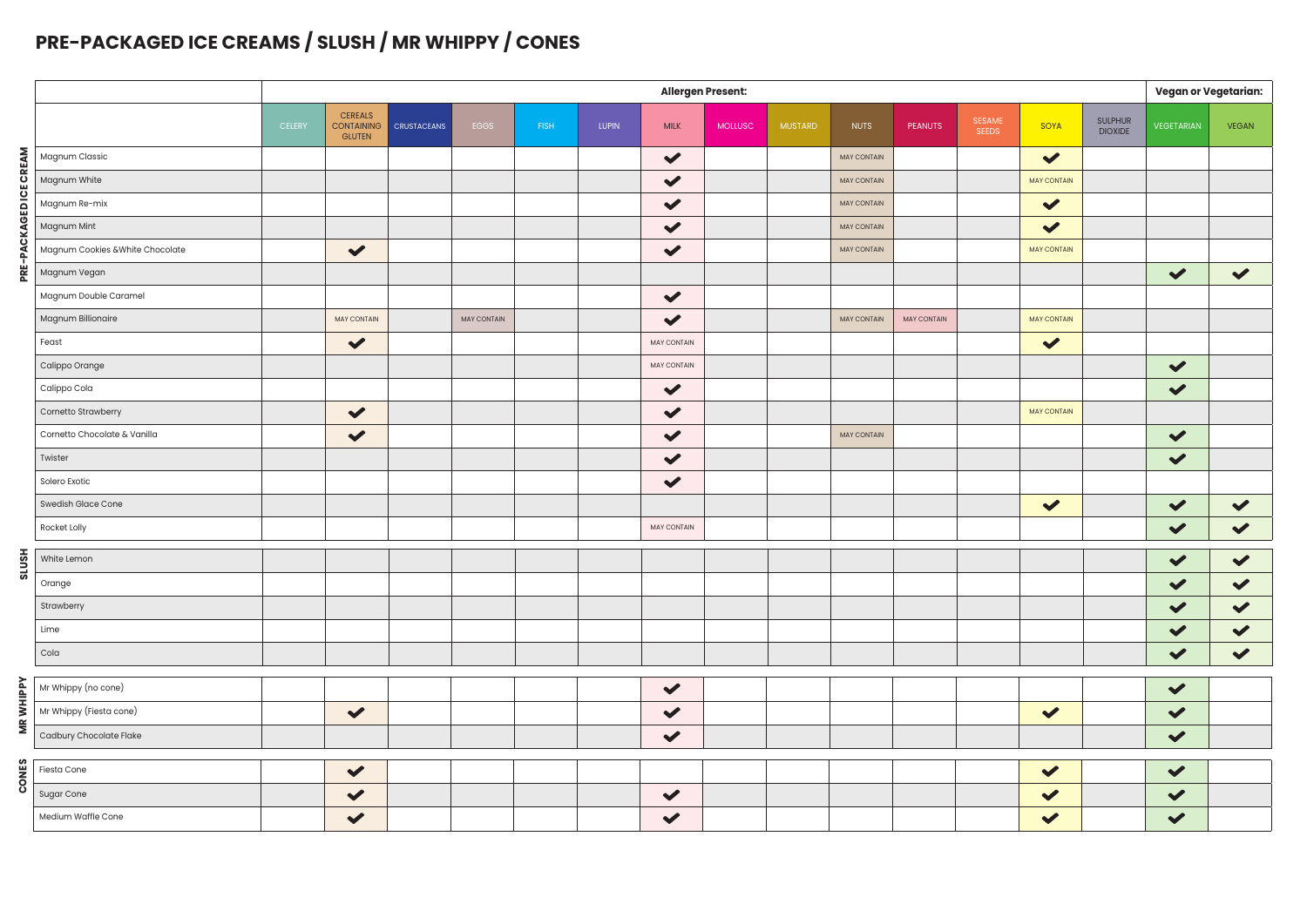# PRE-PACKAGED ICE CREAMS / SLUSH / MR WHIPPY / CONES

| | | Allergen Present: | | | | | | | | | | | | | | Vegan or Vegetarian: | |
|---|---|---|---|---|---|---|---|---|---|---|---|---|---|---|---|---|---|
| | | CELERY | CEREALS CONTAINING GLUTEN | CRUSTACEANS | EGGS | FISH | LUPIN | MILK | MOLLUSC | MUSTARD | NUTS | PEANUTS | SESAME SEEDS | SOYA | SULPHUR DIOXIDE | VEGETARIAN | VEGAN |
| PRE-PACKAGED ICE CREAM | Magnum Classic | | | | | | | ✔ | | | MAY CONTAIN | | | ✔ | | | |
| | Magnum White | | | | | | | ✔ | | | MAY CONTAIN | | | MAY CONTAIN | | | |
| | Magnum Re-mix | | | | | | | ✔ | | | MAY CONTAIN | | | ✔ | | | |
| | Magnum Mint | | | | | | | ✔ | | | MAY CONTAIN | | | ✔ | | | |
| | Magnum Cookies &White Chocolate | | ✔ | | | | | ✔ | | | MAY CONTAIN | | | MAY CONTAIN | | | |
| | Magnum Vegan | | | | | | | | | | | | | | | ✔ | ✔ |
| | Magnum Double Caramel | | | | | | | ✔ | | | | | | | | | |
| | Magnum Billionaire | | MAY CONTAIN | | MAY CONTAIN | | | ✔ | | | MAY CONTAIN | MAY CONTAIN | | MAY CONTAIN | | | |
| | Feast | | ✔ | | | | | MAY CONTAIN | | | | | | ✔ | | | |
| | Calippo Orange | | | | | | | MAY CONTAIN | | | | | | | | ✔ | |
| | Calippo Cola | | | | | | | ✔ | | | | | | | | ✔ | |
| | Cornetto Strawberry | | ✔ | | | | | ✔ | | | | | | MAY CONTAIN | | | |
| | Cornetto Chocolate & Vanilla | | ✔ | | | | | ✔ | | | MAY CONTAIN | | | | | ✔ | |
| | Twister | | | | | | | ✔ | | | | | | | | ✔ | |
| | Solero Exotic | | | | | | | ✔ | | | | | | | | | |
| | Swedish Glace Cone | | | | | | | | | | | | | ✔ | | ✔ | ✔ |
| | Rocket Lolly | | | | | | | MAY CONTAIN | | | | | | | | ✔ | ✔ |
| SLUSH | White Lemon | | | | | | | | | | | | | | | ✔ | ✔ |
| | Orange | | | | | | | | | | | | | | | ✔ | ✔ |
| | Strawberry | | | | | | | | | | | | | | | ✔ | ✔ |
| | Lime | | | | | | | | | | | | | | | ✔ | ✔ |
| | Cola | | | | | | | | | | | | | | | ✔ | ✔ |
| MR WHIPPY | Mr Whippy (no cone) | | | | | | | ✔ | | | | | | | | ✔ | |
| | Mr Whippy (Fiesta cone) | | ✔ | | | | | ✔ | | | | | | ✔ | | ✔ | |
| | Cadbury Chocolate Flake | | | | | | | ✔ | | | | | | | | ✔ | |
| CONES | Fiesta Cone | | ✔ | | | | | | | | | | | ✔ | | ✔ | |
| | Sugar Cone | | ✔ | | | | | ✔ | | | | | | ✔ | | ✔ | |
| | Medium Waffle Cone | | ✔ | | | | | ✔ | | | | | | ✔ | | ✔ | |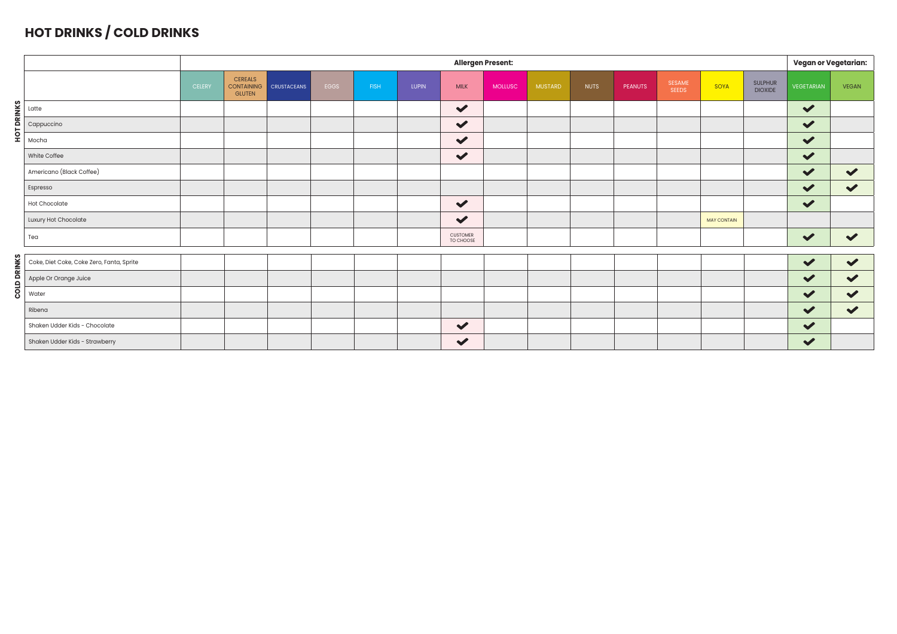# HOT DRINKS / COLD DRINKS

| | | Allergen Present: | | | | | | | | | | | | | | Vegan or Vegetarian: | |
|---|---|---|---|---|---|---|---|---|---|---|---|---|---|---|---|---|---|
| | | CELERY | CEREALS CONTAINING GLUTEN | CRUSTACEANS | EGGS | FISH | LUPIN | MILK | MOLLUSC | MUSTARD | NUTS | PEANUTS | SESAME SEEDS | SOYA | SULPHUR DIOXIDE | VEGETARIAN | VEGAN |
| HOT DRINKS | Latte | | | | | | | ✔ | | | | | | | | ✔ | |
| | Cappuccino | | | | | | | ✔ | | | | | | | | ✔ | |
| | Mocha | | | | | | | ✔ | | | | | | | | ✔ | |
| | White Coffee | | | | | | | ✔ | | | | | | | | ✔ | |
| | Americano (Black Coffee) | | | | | | | | | | | | | | | ✔ | ✔ |
| | Espresso | | | | | | | | | | | | | | | ✔ | ✔ |
| | Hot Chocolate | | | | | | | ✔ | | | | | | | | ✔ | |
| | Luxury Hot Chocolate | | | | | | | ✔ | | | | | | MAY CONTAIN | | | |
| | Tea | | | | | | | CUSTOMER TO CHOOSE | | | | | | | | ✔ | ✔ |
| COLD DRINKS | Coke, Diet Coke, Coke Zero, Fanta, Sprite | | | | | | | | | | | | | | | ✔ | ✔ |
| | Apple Or Orange Juice | | | | | | | | | | | | | | | ✔ | ✔ |
| | Water | | | | | | | | | | | | | | | ✔ | ✔ |
| | Ribena | | | | | | | | | | | | | | | ✔ | ✔ |
| | Shaken Udder Kids - Chocolate | | | | | | | ✔ | | | | | | | | ✔ | |
| | Shaken Udder Kids - Strawberry | | | | | | | ✔ | | | | | | | | ✔ | |